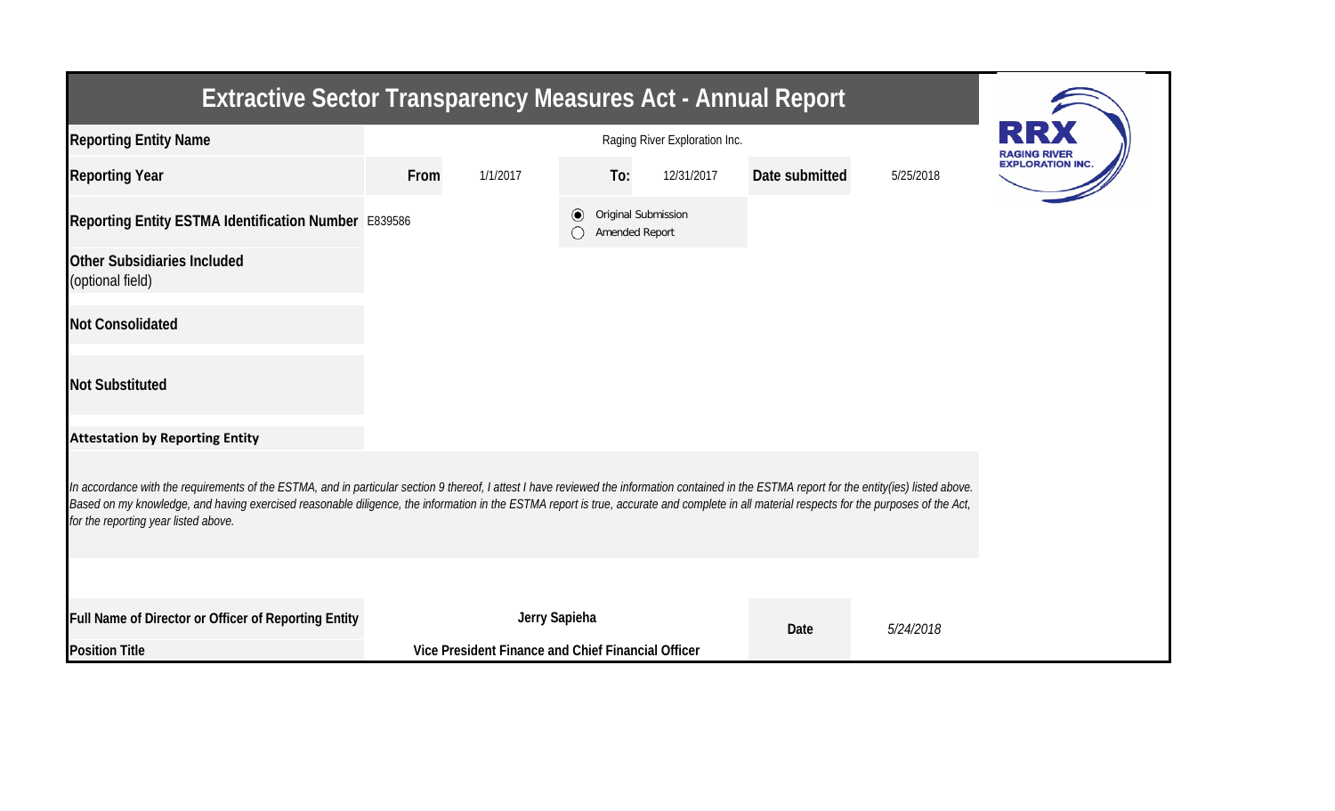# Extractive Sector Transparency Measures Act - Annual Report

| | | | | | | |
|---|---|---|---|---|---|---|
| **Reporting Entity Name** | Raging River Exploration Inc. | | | | | |
| **Reporting Year** | **From** | 1/1/2017 | **To:** | 12/31/2017 | **Date submitted** | 5/25/2018 |
| **Reporting Entity ESTMA Identification Number** | E839586 | | ◉ Original Submission ◯ Amended Report | | | |
| **Other Subsidiaries Included** (optional field) | | | | | | |
| **Not Consolidated** | | | | | | |
| **Not Substituted** | | | | | | |

**Attestation by Reporting Entity**

*In accordance with the requirements of the ESTMA, and in particular section 9 thereof, I attest I have reviewed the information contained in the ESTMA report for the entity(ies) listed above. Based on my knowledge, and having exercised reasonable diligence, the information in the ESTMA report is true, accurate and complete in all material respects for the purposes of the Act, for the reporting year listed above.*

| | | | |
|---|---|---|---|
| **Full Name of Director or Officer of Reporting Entity** | **Jerry Sapieha** | **Date** | *5/24/2018* |
| **Position Title** | **Vice President Finance and Chief Financial Officer** | | |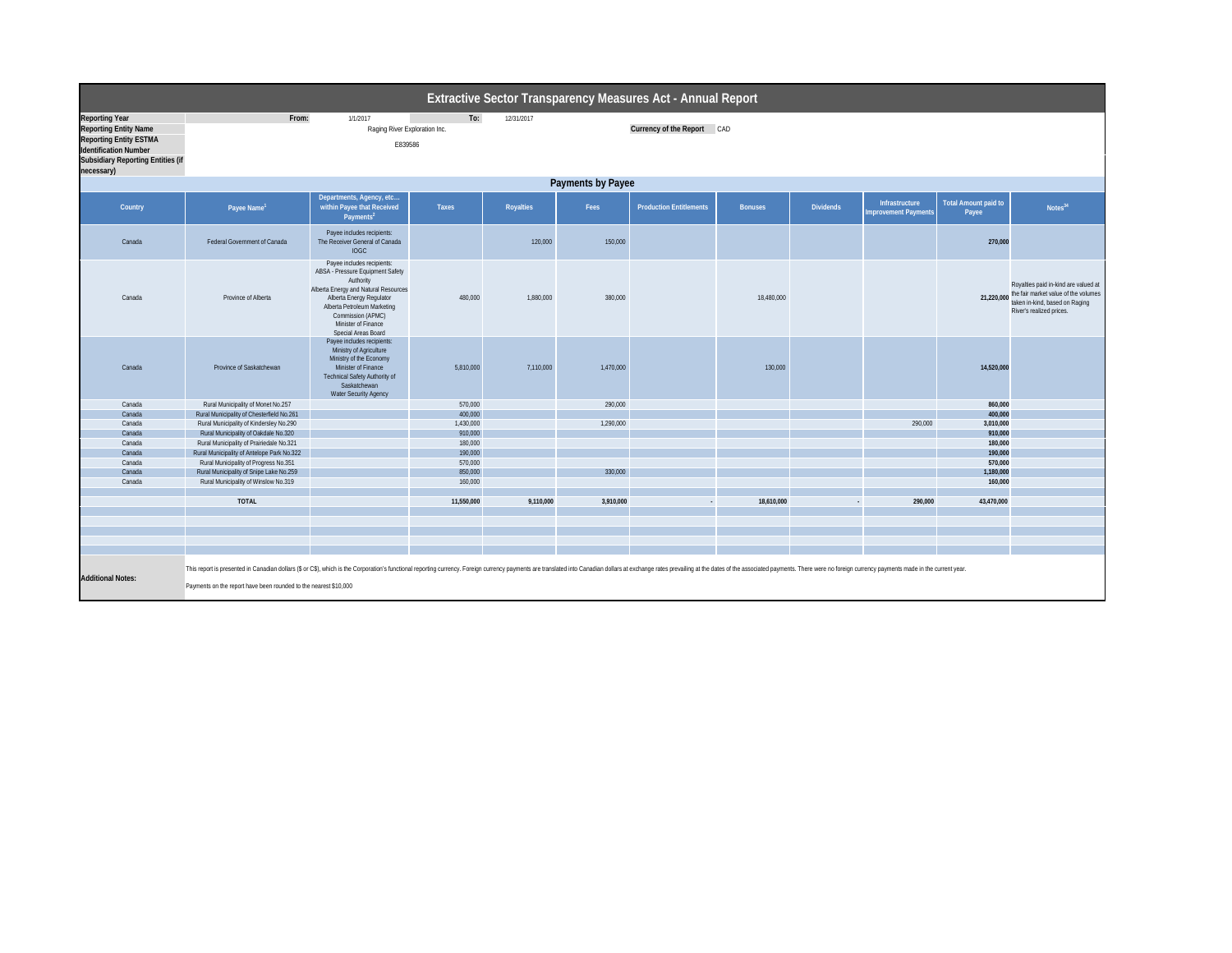# Extractive Sector Transparency Measures Act - Annual Report

| | | | | |
|---|---|---|---|---|
| **Reporting Year** | From: | 1/1/2017 | To: | 12/31/2017 |
| **Reporting Entity Name** | Raging River Exploration Inc. | | **Currency of the Report** | CAD |
| **Reporting Entity ESTMA Identification Number** | E839586 | | | |
| **Subsidiary Reporting Entities (if necessary)** | | | | |

## Payments by Payee

| Country | Payee Name[1] | Departments, Agency, etc… within Payee that Received Payments[2] | Taxes | Royalties | Fees | Production Entitlements | Bonuses | Dividends | Infrastructure Improvement Payments | Total Amount paid to Payee | Notes[34] |
|---|---|---|---|---|---|---|---|---|---|---|---|
| Canada | Federal Government of Canada | Payee includes recipients: The Receiver General of Canada IOGC | | 120,000 | 150,000 | | | | | **270,000** | |
| Canada | Province of Alberta | Payee includes recipients: ABSA - Pressure Equipment Safety Authority Alberta Energy and Natural Resources Alberta Energy Regulator Alberta Petroleum Marketing Commission (APMC) Minister of Finance Special Areas Board | 480,000 | 1,880,000 | 380,000 | | 18,480,000 | | | **21,220,000** | Royalties paid in-kind are valued at the fair market value of the volumes taken in-kind, based on Raging River's realized prices. |
| Canada | Province of Saskatchewan | Payee includes recipients: Ministry of Agriculture Ministry of the Economy Minister of Finance Technical Safety Authority of Saskatchewan Water Security Agency | 5,810,000 | 7,110,000 | 1,470,000 | | 130,000 | | | **14,520,000** | |
| Canada | Rural Municipality of Monet No.257 | | 570,000 | | 290,000 | | | | | **860,000** | |
| Canada | Rural Municipality of Chesterfield No.261 | | 400,000 | | | | | | | **400,000** | |
| Canada | Rural Municipality of Kindersley No.290 | | 1,430,000 | | 1,290,000 | | | | 290,000 | **3,010,000** | |
| Canada | Rural Municipality of Oakdale No.320 | | 910,000 | | | | | | | **910,000** | |
| Canada | Rural Municipality of Prairiedale No.321 | | 180,000 | | | | | | | **180,000** | |
| Canada | Rural Municipality of Antelope Park No.322 | | 190,000 | | | | | | | **190,000** | |
| Canada | Rural Municipality of Progress No.351 | | 570,000 | | | | | | | **570,000** | |
| Canada | Rural Municipality of Snipe Lake No.259 | | 850,000 | | 330,000 | | | | | **1,180,000** | |
| Canada | Rural Municipality of Winslow No.319 | | 160,000 | | | | | | | **160,000** | |
| | **TOTAL** | | **11,550,000** | **9,110,000** | **3,910,000** | **-** | **18,610,000** | **-** | **290,000** | **43,470,000** | |

**Additional Notes:**

This report is presented in Canadian dollars ($ or C$), which is the Corporation's functional reporting currency. Foreign currency payments are translated into Canadian dollars at exchange rates prevailing at the dates of the associated payments. There were no foreign currency payments made in the current year.

Payments on the report have been rounded to the nearest $10,000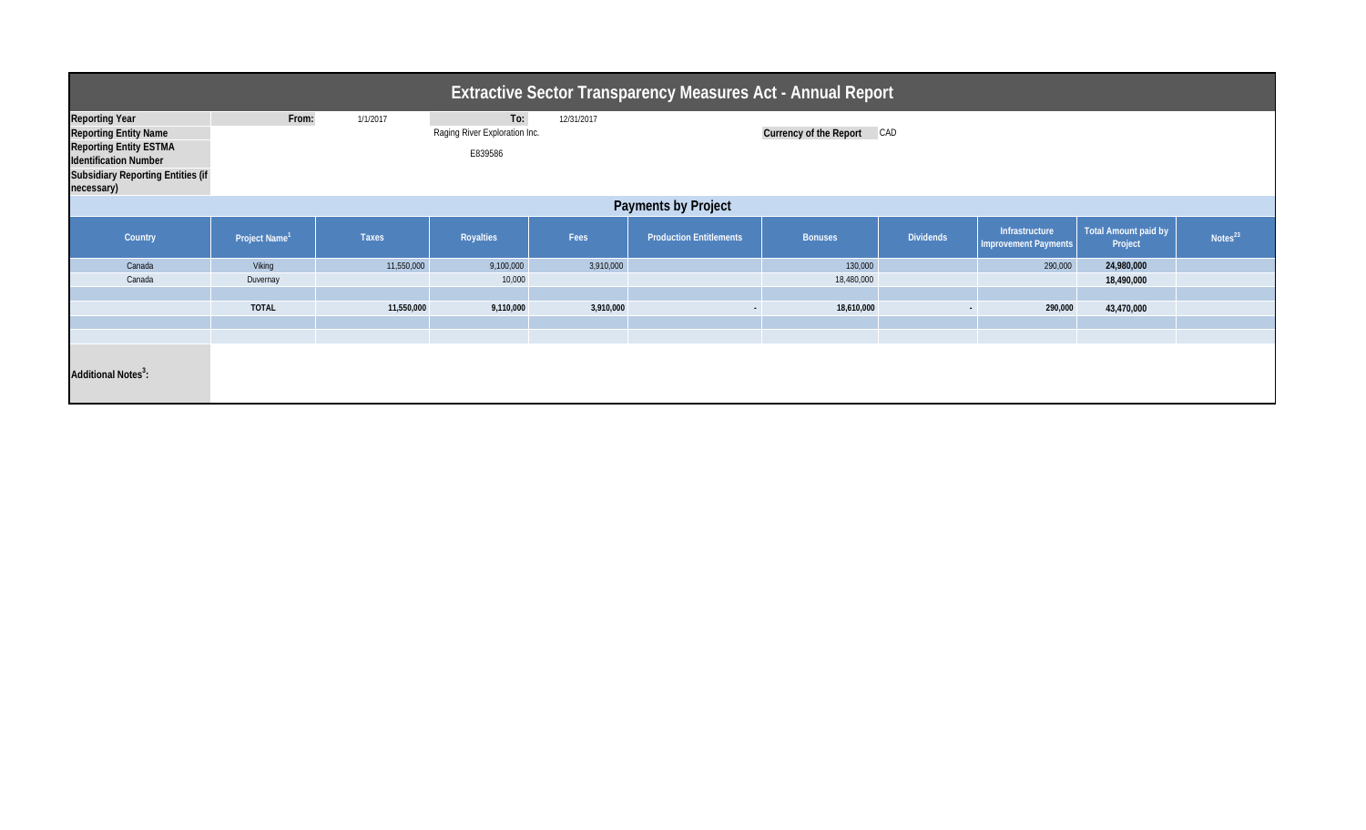# Extractive Sector Transparency Measures Act - Annual Report

| | | | | |
|---|---|---|---|---|
| **Reporting Year** | **From:** 1/1/2017 | **To:** 12/31/2017 | | |
| **Reporting Entity Name** | | Raging River Exploration Inc. | **Currency of the Report** | CAD |
| **Reporting Entity ESTMA Identification Number** | | E839586 | | |
| **Subsidiary Reporting Entities (if necessary)** | | | | |

## Payments by Project

| Country | Project Name[1] | Taxes | Royalties | Fees | Production Entitlements | Bonuses | Dividends | Infrastructure Improvement Payments | Total Amount paid by Project | Notes[23] |
|---|---|---|---|---|---|---|---|---|---|---|
| Canada | Viking | 11,550,000 | 9,100,000 | 3,910,000 | | 130,000 | | 290,000 | **24,980,000** | |
| Canada | Duvernay | | 10,000 | | | 18,480,000 | | | **18,490,000** | |
| | | | | | | | | | | |
| | **TOTAL** | **11,550,000** | **9,110,000** | **3,910,000** | **-** | **18,610,000** | **-** | **290,000** | **43,470,000** | |

**Additional Notes[3]:**